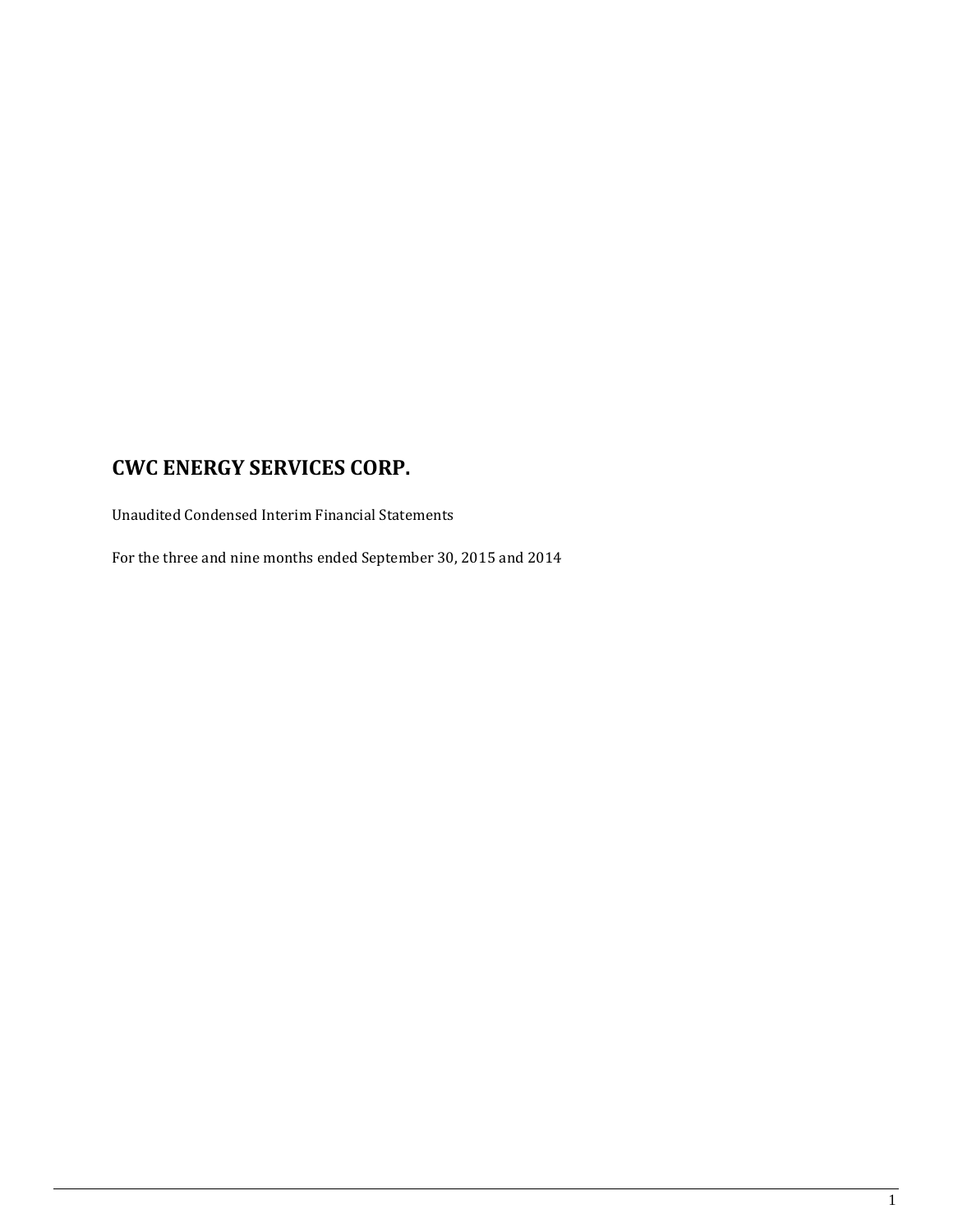# CWC ENERGY SERVICES CORP.

Unaudited Condensed Interim Financial Statements

For the three and nine months ended September 30, 2015 and 2014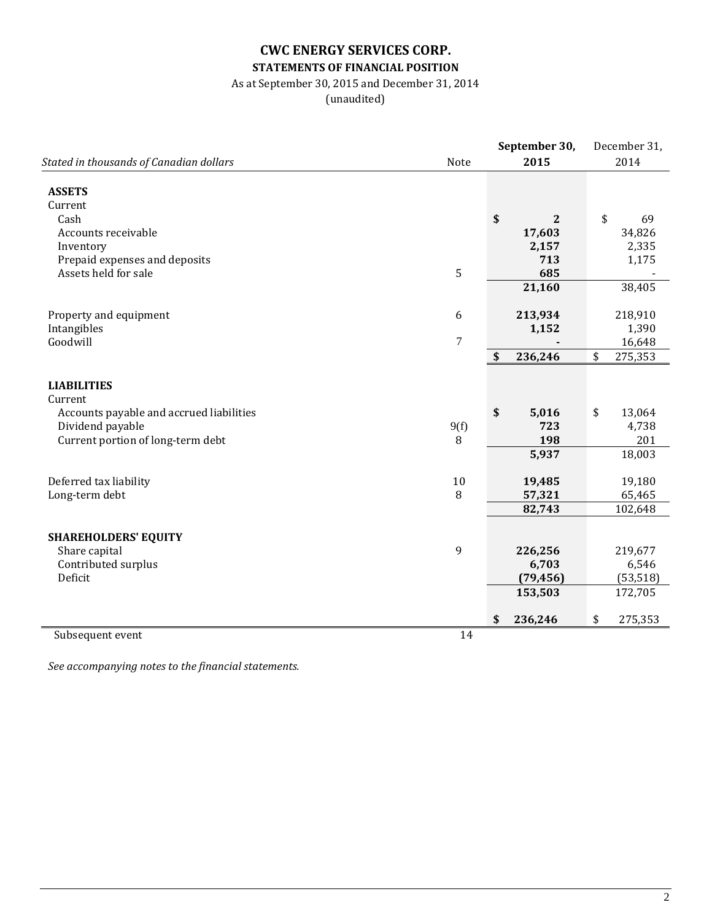# CWC ENERGY SERVICES CORP.

## STATEMENTS OF FINANCIAL POSITION

As at September 30, 2015 and December 31, 2014

(unaudited)

| *Stated in thousands of Canadian dollars* | Note | **September 30, 2015** | December 31, 2014 |
|---|---|---|---|
| **ASSETS** | | | |
| Current | | | |
| Cash | | **$ 2** | $ 69 |
| Accounts receivable | | **17,603** | 34,826 |
| Inventory | | **2,157** | 2,335 |
| Prepaid expenses and deposits | | **713** | 1,175 |
| Assets held for sale | 5 | **685** | - |
| | | **21,160** | 38,405 |
| Property and equipment | 6 | **213,934** | 218,910 |
| Intangibles | | **1,152** | 1,390 |
| Goodwill | 7 | **-** | 16,648 |
| | | **$ 236,246** | $ 275,353 |
| **LIABILITIES** | | | |
| Current | | | |
| Accounts payable and accrued liabilities | | **$ 5,016** | $ 13,064 |
| Dividend payable | 9(f) | **723** | 4,738 |
| Current portion of long-term debt | 8 | **198** | 201 |
| | | **5,937** | 18,003 |
| Deferred tax liability | 10 | **19,485** | 19,180 |
| Long-term debt | 8 | **57,321** | 65,465 |
| | | **82,743** | 102,648 |
| **SHAREHOLDERS' EQUITY** | | | |
| Share capital | 9 | **226,256** | 219,677 |
| Contributed surplus | | **6,703** | 6,546 |
| Deficit | | **(79,456)** | (53,518) |
| | | **153,503** | 172,705 |
| | | **$ 236,246** | $ 275,353 |
| Subsequent event | 14 | | |

*See accompanying notes to the financial statements.*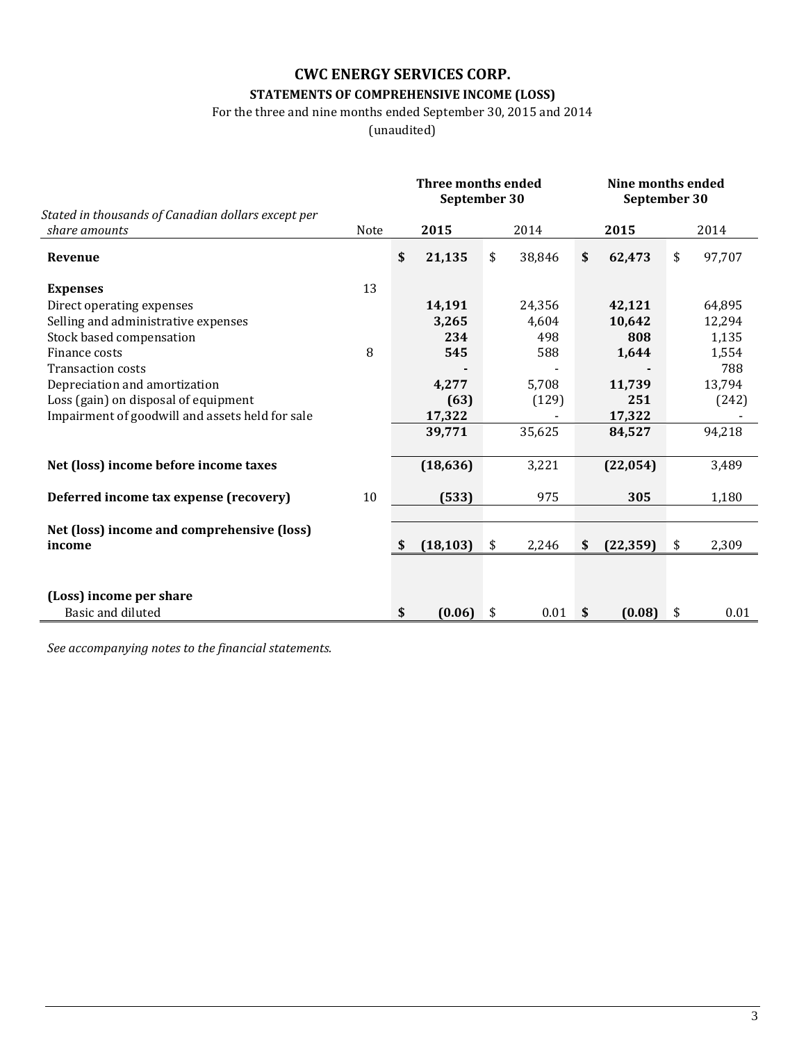# CWC ENERGY SERVICES CORP.

## STATEMENTS OF COMPREHENSIVE INCOME (LOSS)

For the three and nine months ended September 30, 2015 and 2014

(unaudited)

| *Stated in thousands of Canadian dollars except per share amounts* | Note | Three months ended September 30 | | Nine months ended September 30 | |
|---|---|---|---|---|---|
| | | **2015** | 2014 | **2015** | 2014 |
| **Revenue** | | **$ 21,135** | $ 38,846 | **$ 62,473** | $ 97,707 |
| **Expenses** | 13 | | | | |
| Direct operating expenses | | **14,191** | 24,356 | **42,121** | 64,895 |
| Selling and administrative expenses | | **3,265** | 4,604 | **10,642** | 12,294 |
| Stock based compensation | | **234** | 498 | **808** | 1,135 |
| Finance costs | 8 | **545** | 588 | **1,644** | 1,554 |
| Transaction costs | | **-** | - | **-** | 788 |
| Depreciation and amortization | | **4,277** | 5,708 | **11,739** | 13,794 |
| Loss (gain) on disposal of equipment | | **(63)** | (129) | **251** | (242) |
| Impairment of goodwill and assets held for sale | | **17,322** | - | **17,322** | - |
| | | **39,771** | 35,625 | **84,527** | 94,218 |
| **Net (loss) income before income taxes** | | **(18,636)** | 3,221 | **(22,054)** | 3,489 |
| **Deferred income tax expense (recovery)** | 10 | **(533)** | 975 | **305** | 1,180 |
| **Net (loss) income and comprehensive (loss) income** | | **$ (18,103)** | $ 2,246 | **$ (22,359)** | $ 2,309 |
| **(Loss) income per share** | | | | | |
| Basic and diluted | | **$ (0.06)** | $ 0.01 | **$ (0.08)** | $ 0.01 |

*See accompanying notes to the financial statements.*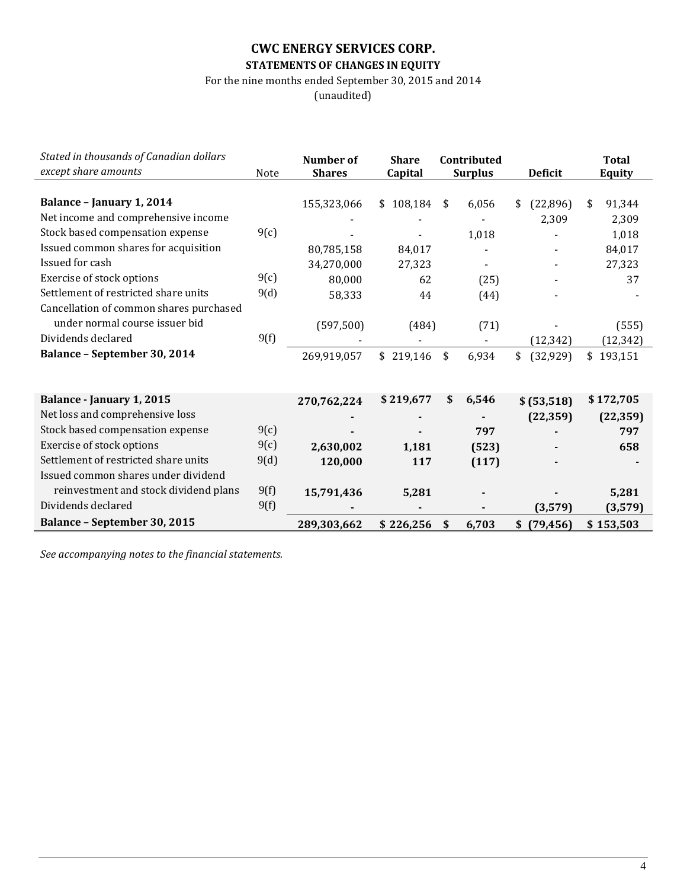# CWC ENERGY SERVICES CORP.

## STATEMENTS OF CHANGES IN EQUITY

For the nine months ended September 30, 2015 and 2014

(unaudited)

| *Stated in thousands of Canadian dollars except share amounts* | Note | Number of Shares | Share Capital | Contributed Surplus | Deficit | Total Equity |
|---|---|---|---|---|---|---|
| **Balance – January 1, 2014** | | 155,323,066 | $ 108,184 | $ 6,056 | $ (22,896) | $ 91,344 |
| Net income and comprehensive income | | - | - | - | 2,309 | 2,309 |
| Stock based compensation expense | 9(c) | - | - | 1,018 | - | 1,018 |
| Issued common shares for acquisition | | 80,785,158 | 84,017 | - | - | 84,017 |
| Issued for cash | | 34,270,000 | 27,323 | - | - | 27,323 |
| Exercise of stock options | 9(c) | 80,000 | 62 | (25) | - | 37 |
| Settlement of restricted share units | 9(d) | 58,333 | 44 | (44) | - | - |
| Cancellation of common shares purchased under normal course issuer bid | | (597,500) | (484) | (71) | - | (555) |
| Dividends declared | 9(f) | - | - | - | (12,342) | (12,342) |
| **Balance – September 30, 2014** | | 269,919,057 | $ 219,146 | $ 6,934 | $ (32,929) | $ 193,151 |
| | | | | | | |
| **Balance - January 1, 2015** | | **270,762,224** | **$ 219,677** | **$ 6,546** | **$ (53,518)** | **$ 172,705** |
| Net loss and comprehensive loss | | **-** | **-** | **-** | **(22,359)** | **(22,359)** |
| Stock based compensation expense | 9(c) | **-** | **-** | **797** | **-** | **797** |
| Exercise of stock options | 9(c) | **2,630,002** | **1,181** | **(523)** | **-** | **658** |
| Settlement of restricted share units | 9(d) | **120,000** | **117** | **(117)** | **-** | **-** |
| Issued common shares under dividend reinvestment and stock dividend plans | 9(f) | **15,791,436** | **5,281** | **-** | **-** | **5,281** |
| Dividends declared | 9(f) | **-** | **-** | **-** | **(3,579)** | **(3,579)** |
| **Balance – September 30, 2015** | | **289,303,662** | **$ 226,256** | **$ 6,703** | **$ (79,456)** | **$ 153,503** |

*See accompanying notes to the financial statements.*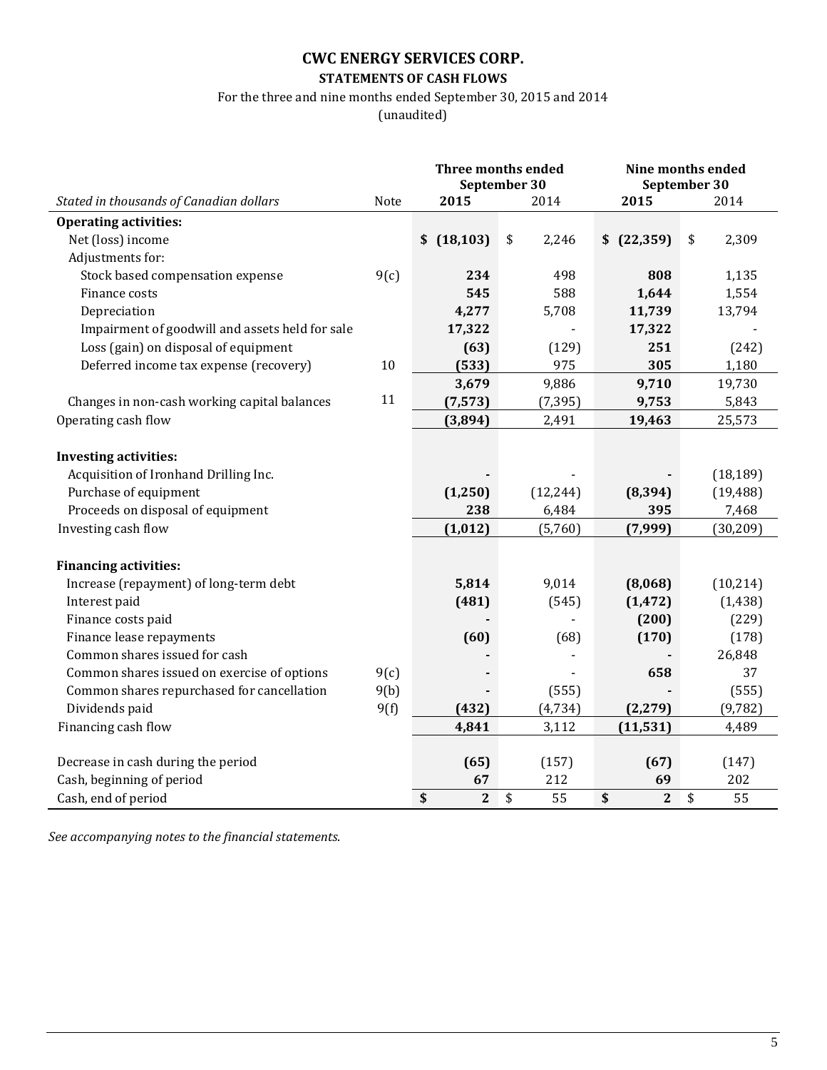# CWC ENERGY SERVICES CORP.

## STATEMENTS OF CASH FLOWS

For the three and nine months ended September 30, 2015 and 2014

(unaudited)

| *Stated in thousands of Canadian dollars* | Note | Three months ended September 30 **2015** | 2014 | Nine months ended September 30 **2015** | 2014 |
|---|---|---|---|---|---|
| **Operating activities:** | | | | | |
| Net (loss) income | | **$ (18,103)** | $ 2,246 | **$ (22,359)** | $ 2,309 |
| Adjustments for: | | | | | |
| Stock based compensation expense | 9(c) | **234** | 498 | **808** | 1,135 |
| Finance costs | | **545** | 588 | **1,644** | 1,554 |
| Depreciation | | **4,277** | 5,708 | **11,739** | 13,794 |
| Impairment of goodwill and assets held for sale | | **17,322** | - | **17,322** | - |
| Loss (gain) on disposal of equipment | | **(63)** | (129) | **251** | (242) |
| Deferred income tax expense (recovery) | 10 | **(533)** | 975 | **305** | 1,180 |
| | | **3,679** | 9,886 | **9,710** | 19,730 |
| Changes in non-cash working capital balances | 11 | **(7,573)** | (7,395) | **9,753** | 5,843 |
| Operating cash flow | | **(3,894)** | 2,491 | **19,463** | 25,573 |
| | | | | | |
| **Investing activities:** | | | | | |
| Acquisition of Ironhand Drilling Inc. | | **-** | - | **-** | (18,189) |
| Purchase of equipment | | **(1,250)** | (12,244) | **(8,394)** | (19,488) |
| Proceeds on disposal of equipment | | **238** | 6,484 | **395** | 7,468 |
| Investing cash flow | | **(1,012)** | (5,760) | **(7,999)** | (30,209) |
| | | | | | |
| **Financing activities:** | | | | | |
| Increase (repayment) of long-term debt | | **5,814** | 9,014 | **(8,068)** | (10,214) |
| Interest paid | | **(481)** | (545) | **(1,472)** | (1,438) |
| Finance costs paid | | **-** | - | **(200)** | (229) |
| Finance lease repayments | | **(60)** | (68) | **(170)** | (178) |
| Common shares issued for cash | | **-** | - | **-** | 26,848 |
| Common shares issued on exercise of options | 9(c) | **-** | - | **658** | 37 |
| Common shares repurchased for cancellation | 9(b) | **-** | (555) | **-** | (555) |
| Dividends paid | 9(f) | **(432)** | (4,734) | **(2,279)** | (9,782) |
| Financing cash flow | | **4,841** | 3,112 | **(11,531)** | 4,489 |
| | | | | | |
| Decrease in cash during the period | | **(65)** | (157) | **(67)** | (147) |
| Cash, beginning of period | | **67** | 212 | **69** | 202 |
| Cash, end of period | | **$ 2** | $ 55 | **$ 2** | $ 55 |

*See accompanying notes to the financial statements.*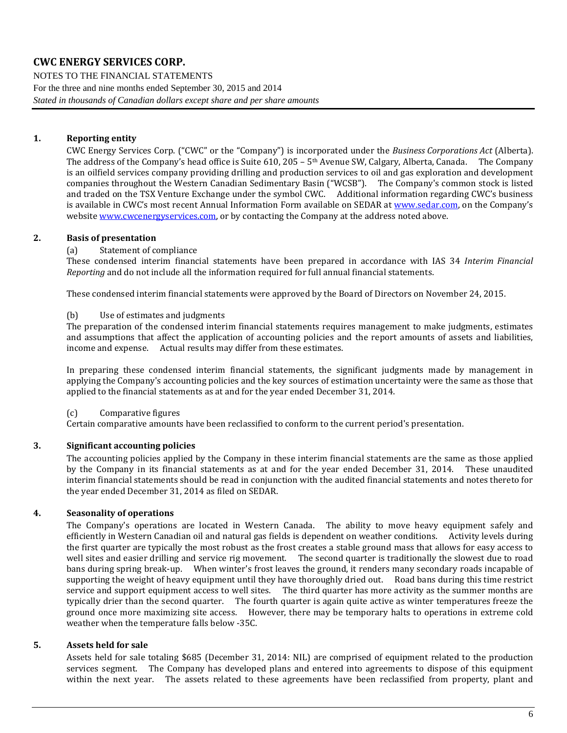## 1. Reporting entity

CWC Energy Services Corp. ("CWC" or the "Company") is incorporated under the *Business Corporations Act* (Alberta). The address of the Company's head office is Suite 610, 205 – 5th Avenue SW, Calgary, Alberta, Canada. The Company is an oilfield services company providing drilling and production services to oil and gas exploration and development companies throughout the Western Canadian Sedimentary Basin ("WCSB"). The Company's common stock is listed and traded on the TSX Venture Exchange under the symbol CWC. Additional information regarding CWC's business is available in CWC's most recent Annual Information Form available on SEDAR at www.sedar.com, on the Company's website www.cwcenergyservices.com, or by contacting the Company at the address noted above.

## 2. Basis of presentation

(a) Statement of compliance

These condensed interim financial statements have been prepared in accordance with IAS 34 *Interim Financial Reporting* and do not include all the information required for full annual financial statements.

These condensed interim financial statements were approved by the Board of Directors on November 24, 2015.

(b) Use of estimates and judgments

The preparation of the condensed interim financial statements requires management to make judgments, estimates and assumptions that affect the application of accounting policies and the report amounts of assets and liabilities, income and expense. Actual results may differ from these estimates.

In preparing these condensed interim financial statements, the significant judgments made by management in applying the Company's accounting policies and the key sources of estimation uncertainty were the same as those that applied to the financial statements as at and for the year ended December 31, 2014.

(c) Comparative figures

Certain comparative amounts have been reclassified to conform to the current period's presentation.

## 3. Significant accounting policies

The accounting policies applied by the Company in these interim financial statements are the same as those applied by the Company in its financial statements as at and for the year ended December 31, 2014. These unaudited interim financial statements should be read in conjunction with the audited financial statements and notes thereto for the year ended December 31, 2014 as filed on SEDAR.

## 4. Seasonality of operations

The Company's operations are located in Western Canada. The ability to move heavy equipment safely and efficiently in Western Canadian oil and natural gas fields is dependent on weather conditions. Activity levels during the first quarter are typically the most robust as the frost creates a stable ground mass that allows for easy access to well sites and easier drilling and service rig movement. The second quarter is traditionally the slowest due to road bans during spring break-up. When winter's frost leaves the ground, it renders many secondary roads incapable of supporting the weight of heavy equipment until they have thoroughly dried out. Road bans during this time restrict service and support equipment access to well sites. The third quarter has more activity as the summer months are typically drier than the second quarter. The fourth quarter is again quite active as winter temperatures freeze the ground once more maximizing site access. However, there may be temporary halts to operations in extreme cold weather when the temperature falls below -35C.

## 5. Assets held for sale

Assets held for sale totaling $685 (December 31, 2014: NIL) are comprised of equipment related to the production services segment. The Company has developed plans and entered into agreements to dispose of this equipment within the next year. The assets related to these agreements have been reclassified from property, plant and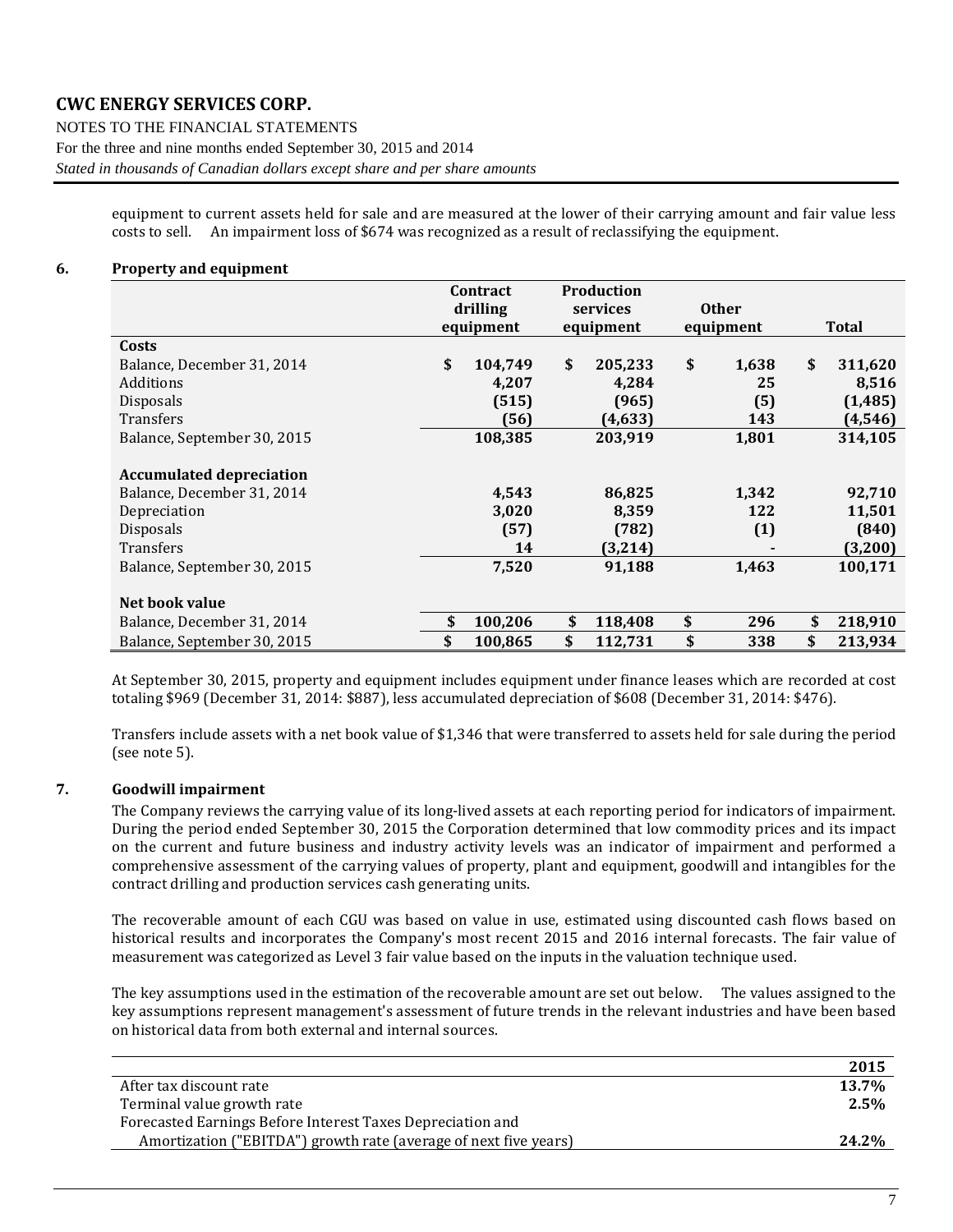equipment to current assets held for sale and are measured at the lower of their carrying amount and fair value less costs to sell. An impairment loss of $674 was recognized as a result of reclassifying the equipment.

## 6. Property and equipment

| | Contract drilling equipment | Production services equipment | Other equipment | Total |
|---|---|---|---|---|
| **Costs** | | | | |
| Balance, December 31, 2014 | $ 104,749 | $ 205,233 | $ 1,638 | $ 311,620 |
| Additions | 4,207 | 4,284 | 25 | 8,516 |
| Disposals | (515) | (965) | (5) | (1,485) |
| Transfers | (56) | (4,633) | 143 | (4,546) |
| Balance, September 30, 2015 | 108,385 | 203,919 | 1,801 | 314,105 |
| **Accumulated depreciation** | | | | |
| Balance, December 31, 2014 | 4,543 | 86,825 | 1,342 | 92,710 |
| Depreciation | 3,020 | 8,359 | 122 | 11,501 |
| Disposals | (57) | (782) | (1) | (840) |
| Transfers | 14 | (3,214) | - | (3,200) |
| Balance, September 30, 2015 | 7,520 | 91,188 | 1,463 | 100,171 |
| **Net book value** | | | | |
| Balance, December 31, 2014 | $ 100,206 | $ 118,408 | $ 296 | $ 218,910 |
| Balance, September 30, 2015 | $ 100,865 | $ 112,731 | $ 338 | $ 213,934 |

At September 30, 2015, property and equipment includes equipment under finance leases which are recorded at cost totaling $969 (December 31, 2014: $887), less accumulated depreciation of $608 (December 31, 2014: $476).

Transfers include assets with a net book value of $1,346 that were transferred to assets held for sale during the period (see note 5).

## 7. Goodwill impairment

The Company reviews the carrying value of its long-lived assets at each reporting period for indicators of impairment. During the period ended September 30, 2015 the Corporation determined that low commodity prices and its impact on the current and future business and industry activity levels was an indicator of impairment and performed a comprehensive assessment of the carrying values of property, plant and equipment, goodwill and intangibles for the contract drilling and production services cash generating units.

The recoverable amount of each CGU was based on value in use, estimated using discounted cash flows based on historical results and incorporates the Company's most recent 2015 and 2016 internal forecasts. The fair value of measurement was categorized as Level 3 fair value based on the inputs in the valuation technique used.

The key assumptions used in the estimation of the recoverable amount are set out below. The values assigned to the key assumptions represent management's assessment of future trends in the relevant industries and have been based on historical data from both external and internal sources.

| | 2015 |
|---|---|
| After tax discount rate | 13.7% |
| Terminal value growth rate | 2.5% |
| Forecasted Earnings Before Interest Taxes Depreciation and Amortization ("EBITDA") growth rate (average of next five years) | 24.2% |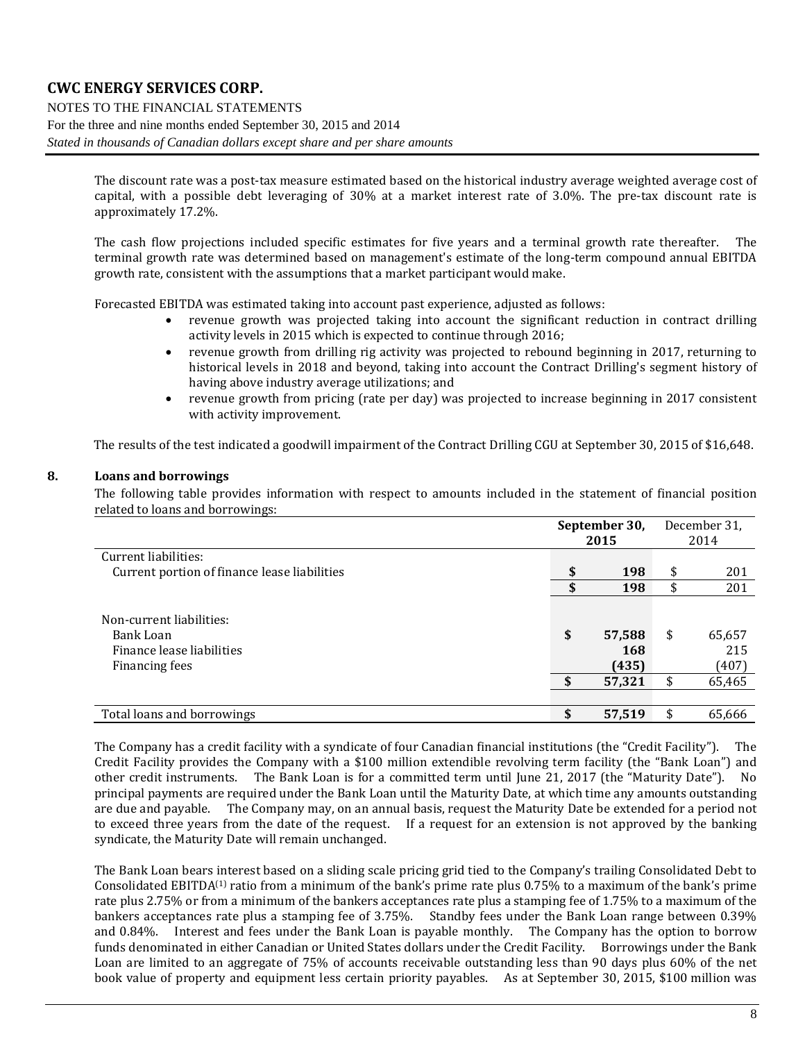The discount rate was a post-tax measure estimated based on the historical industry average weighted average cost of capital, with a possible debt leveraging of 30% at a market interest rate of 3.0%. The pre-tax discount rate is approximately 17.2%.

The cash flow projections included specific estimates for five years and a terminal growth rate thereafter. The terminal growth rate was determined based on management's estimate of the long-term compound annual EBITDA growth rate, consistent with the assumptions that a market participant would make.

Forecasted EBITDA was estimated taking into account past experience, adjusted as follows:

- revenue growth was projected taking into account the significant reduction in contract drilling activity levels in 2015 which is expected to continue through 2016;
- revenue growth from drilling rig activity was projected to rebound beginning in 2017, returning to historical levels in 2018 and beyond, taking into account the Contract Drilling's segment history of having above industry average utilizations; and
- revenue growth from pricing (rate per day) was projected to increase beginning in 2017 consistent with activity improvement.

The results of the test indicated a goodwill impairment of the Contract Drilling CGU at September 30, 2015 of $16,648.

## 8. Loans and borrowings

The following table provides information with respect to amounts included in the statement of financial position related to loans and borrowings:

| | **September 30, 2015** | December 31, 2014 |
|---|---|---|
| Current liabilities: | | |
| Current portion of finance lease liabilities | **$ 198** | $ 201 |
| | **$ 198** | $ 201 |
| Non-current liabilities: | | |
| Bank Loan | **$ 57,588** | $ 65,657 |
| Finance lease liabilities | **168** | 215 |
| Financing fees | **(435)** | (407) |
| | **$ 57,321** | $ 65,465 |
| Total loans and borrowings | **$ 57,519** | $ 65,666 |

The Company has a credit facility with a syndicate of four Canadian financial institutions (the "Credit Facility"). The Credit Facility provides the Company with a $100 million extendible revolving term facility (the "Bank Loan") and other credit instruments. The Bank Loan is for a committed term until June 21, 2017 (the "Maturity Date"). No principal payments are required under the Bank Loan until the Maturity Date, at which time any amounts outstanding are due and payable. The Company may, on an annual basis, request the Maturity Date be extended for a period not to exceed three years from the date of the request. If a request for an extension is not approved by the banking syndicate, the Maturity Date will remain unchanged.

The Bank Loan bears interest based on a sliding scale pricing grid tied to the Company's trailing Consolidated Debt to Consolidated EBITDA[(1)] ratio from a minimum of the bank's prime rate plus 0.75% to a maximum of the bank's prime rate plus 2.75% or from a minimum of the bankers acceptances rate plus a stamping fee of 1.75% to a maximum of the bankers acceptances rate plus a stamping fee of 3.75%. Standby fees under the Bank Loan range between 0.39% and 0.84%. Interest and fees under the Bank Loan is payable monthly. The Company has the option to borrow funds denominated in either Canadian or United States dollars under the Credit Facility. Borrowings under the Bank Loan are limited to an aggregate of 75% of accounts receivable outstanding less than 90 days plus 60% of the net book value of property and equipment less certain priority payables. As at September 30, 2015, $100 million was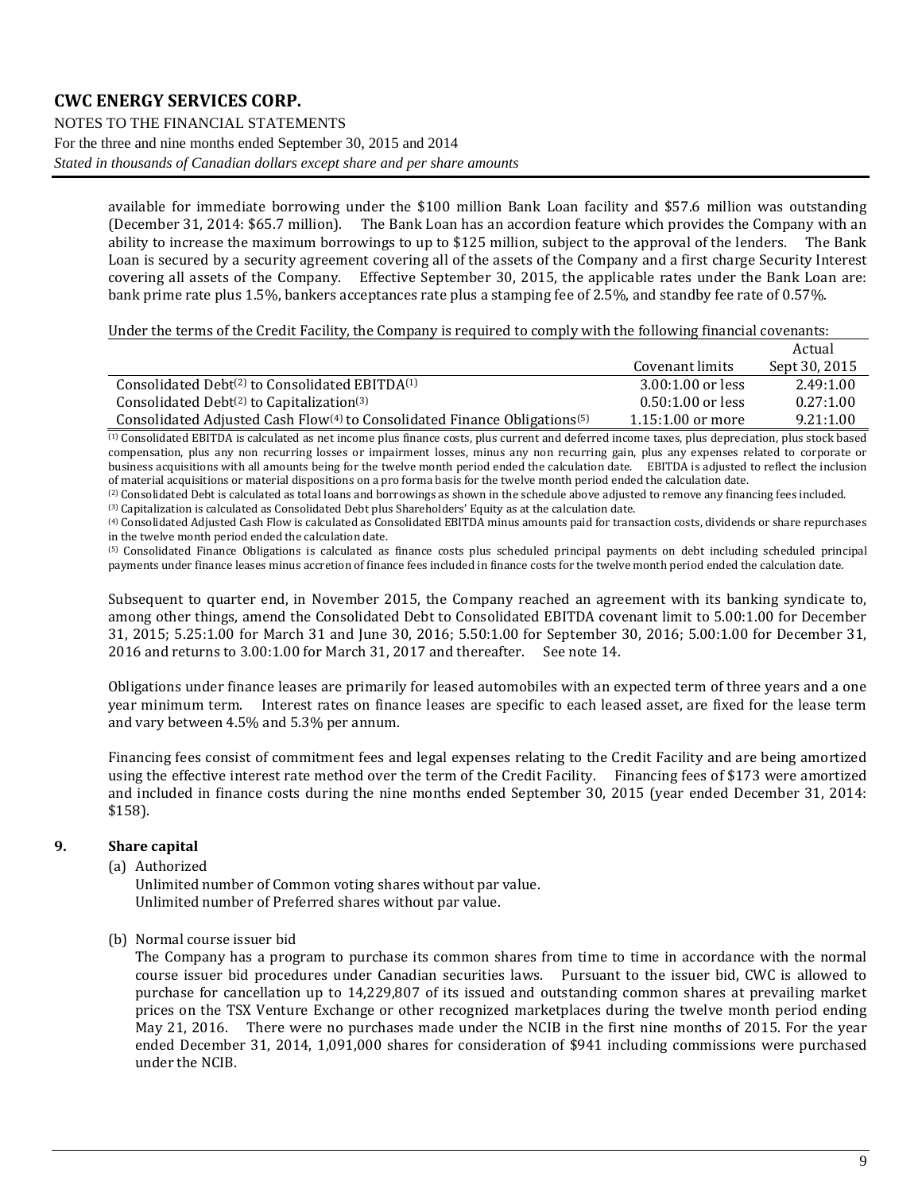available for immediate borrowing under the $100 million Bank Loan facility and $57.6 million was outstanding (December 31, 2014: $65.7 million). The Bank Loan has an accordion feature which provides the Company with an ability to increase the maximum borrowings to up to $125 million, subject to the approval of the lenders. The Bank Loan is secured by a security agreement covering all of the assets of the Company and a first charge Security Interest covering all assets of the Company. Effective September 30, 2015, the applicable rates under the Bank Loan are: bank prime rate plus 1.5%, bankers acceptances rate plus a stamping fee of 2.5%, and standby fee rate of 0.57%.

Under the terms of the Credit Facility, the Company is required to comply with the following financial covenants:

| | Covenant limits | Actual Sept 30, 2015 |
|---|---|---|
| Consolidated Debt[(2)] to Consolidated EBITDA[(1)] | 3.00:1.00 or less | 2.49:1.00 |
| Consolidated Debt[(2)] to Capitalization[(3)] | 0.50:1.00 or less | 0.27:1.00 |
| Consolidated Adjusted Cash Flow[(4)] to Consolidated Finance Obligations[(5)] | 1.15:1.00 or more | 9.21:1.00 |

[(1)] Consolidated EBITDA is calculated as net income plus finance costs, plus current and deferred income taxes, plus depreciation, plus stock based compensation, plus any non recurring losses or impairment losses, minus any non recurring gain, plus any expenses related to corporate or business acquisitions with all amounts being for the twelve month period ended the calculation date. EBITDA is adjusted to reflect the inclusion of material acquisitions or material dispositions on a pro forma basis for the twelve month period ended the calculation date.

[(2)] Consolidated Debt is calculated as total loans and borrowings as shown in the schedule above adjusted to remove any financing fees included.

[(3)] Capitalization is calculated as Consolidated Debt plus Shareholders' Equity as at the calculation date.

[(4)] Consolidated Adjusted Cash Flow is calculated as Consolidated EBITDA minus amounts paid for transaction costs, dividends or share repurchases in the twelve month period ended the calculation date.

[(5)] Consolidated Finance Obligations is calculated as finance costs plus scheduled principal payments on debt including scheduled principal payments under finance leases minus accretion of finance fees included in finance costs for the twelve month period ended the calculation date.

Subsequent to quarter end, in November 2015, the Company reached an agreement with its banking syndicate to, among other things, amend the Consolidated Debt to Consolidated EBITDA covenant limit to 5.00:1.00 for December 31, 2015; 5.25:1.00 for March 31 and June 30, 2016; 5.50:1.00 for September 30, 2016; 5.00:1.00 for December 31, 2016 and returns to 3.00:1.00 for March 31, 2017 and thereafter. See note 14.

Obligations under finance leases are primarily for leased automobiles with an expected term of three years and a one year minimum term. Interest rates on finance leases are specific to each leased asset, are fixed for the lease term and vary between 4.5% and 5.3% per annum.

Financing fees consist of commitment fees and legal expenses relating to the Credit Facility and are being amortized using the effective interest rate method over the term of the Credit Facility. Financing fees of $173 were amortized and included in finance costs during the nine months ended September 30, 2015 (year ended December 31, 2014: $158).

## 9. Share capital

(a) Authorized

Unlimited number of Common voting shares without par value.
Unlimited number of Preferred shares without par value.

(b) Normal course issuer bid

The Company has a program to purchase its common shares from time to time in accordance with the normal course issuer bid procedures under Canadian securities laws. Pursuant to the issuer bid, CWC is allowed to purchase for cancellation up to 14,229,807 of its issued and outstanding common shares at prevailing market prices on the TSX Venture Exchange or other recognized marketplaces during the twelve month period ending May 21, 2016. There were no purchases made under the NCIB in the first nine months of 2015. For the year ended December 31, 2014, 1,091,000 shares for consideration of $941 including commissions were purchased under the NCIB.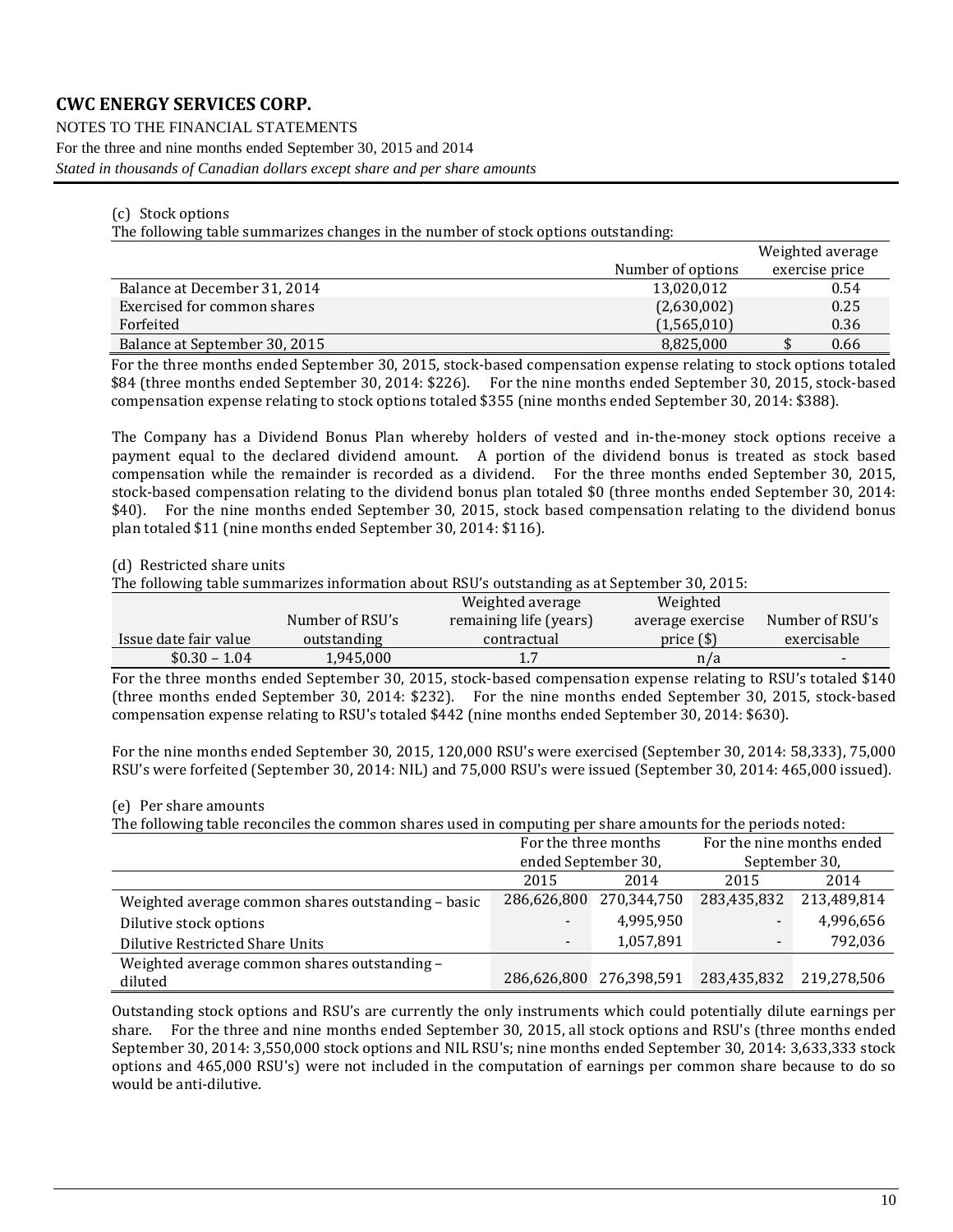(c) Stock options

The following table summarizes changes in the number of stock options outstanding:

| | Number of options | Weighted average exercise price |
|---|---|---|
| Balance at December 31, 2014 | 13,020,012 | 0.54 |
| Exercised for common shares | (2,630,002) | 0.25 |
| Forfeited | (1,565,010) | 0.36 |
| Balance at September 30, 2015 | 8,825,000 | $ 0.66 |

For the three months ended September 30, 2015, stock-based compensation expense relating to stock options totaled $84 (three months ended September 30, 2014: $226). For the nine months ended September 30, 2015, stock-based compensation expense relating to stock options totaled $355 (nine months ended September 30, 2014: $388).

The Company has a Dividend Bonus Plan whereby holders of vested and in-the-money stock options receive a payment equal to the declared dividend amount. A portion of the dividend bonus is treated as stock based compensation while the remainder is recorded as a dividend. For the three months ended September 30, 2015, stock-based compensation relating to the dividend bonus plan totaled $0 (three months ended September 30, 2014: $40). For the nine months ended September 30, 2015, stock based compensation relating to the dividend bonus plan totaled $11 (nine months ended September 30, 2014: $116).

(d) Restricted share units

The following table summarizes information about RSU's outstanding as at September 30, 2015:

| Issue date fair value | Number of RSU's outstanding | Weighted average remaining life (years) contractual | Weighted average exercise price ($) | Number of RSU's exercisable |
|---|---|---|---|---|
| $0.30 – 1.04 | 1,945,000 | 1.7 | n/a | - |

For the three months ended September 30, 2015, stock-based compensation expense relating to RSU's totaled $140 (three months ended September 30, 2014: $232). For the nine months ended September 30, 2015, stock-based compensation expense relating to RSU's totaled $442 (nine months ended September 30, 2014: $630).

For the nine months ended September 30, 2015, 120,000 RSU's were exercised (September 30, 2014: 58,333), 75,000 RSU's were forfeited (September 30, 2014: NIL) and 75,000 RSU's were issued (September 30, 2014: 465,000 issued).

(e) Per share amounts

The following table reconciles the common shares used in computing per share amounts for the periods noted:

| | For the three months ended September 30, | | For the nine months ended September 30, | |
|---|---|---|---|---|
| | 2015 | 2014 | 2015 | 2014 |
| Weighted average common shares outstanding – basic | 286,626,800 | 270,344,750 | 283,435,832 | 213,489,814 |
| Dilutive stock options | - | 4,995,950 | - | 4,996,656 |
| Dilutive Restricted Share Units | - | 1,057,891 | - | 792,036 |
| Weighted average common shares outstanding – diluted | 286,626,800 | 276,398,591 | 283,435,832 | 219,278,506 |

Outstanding stock options and RSU's are currently the only instruments which could potentially dilute earnings per share. For the three and nine months ended September 30, 2015, all stock options and RSU's (three months ended September 30, 2014: 3,550,000 stock options and NIL RSU's; nine months ended September 30, 2014: 3,633,333 stock options and 465,000 RSU's) were not included in the computation of earnings per common share because to do so would be anti-dilutive.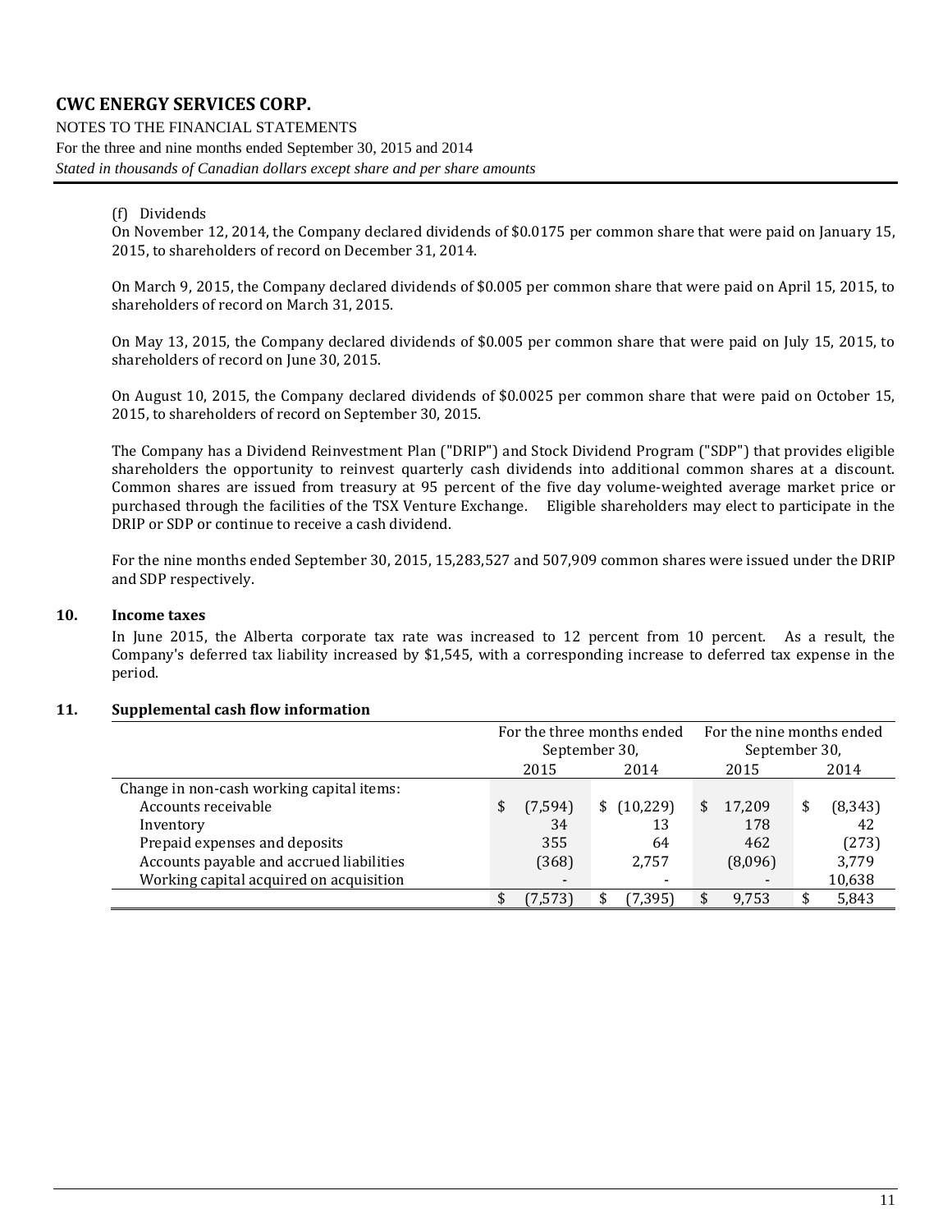(f) Dividends

On November 12, 2014, the Company declared dividends of $0.0175 per common share that were paid on January 15, 2015, to shareholders of record on December 31, 2014.

On March 9, 2015, the Company declared dividends of $0.005 per common share that were paid on April 15, 2015, to shareholders of record on March 31, 2015.

On May 13, 2015, the Company declared dividends of $0.005 per common share that were paid on July 15, 2015, to shareholders of record on June 30, 2015.

On August 10, 2015, the Company declared dividends of $0.0025 per common share that were paid on October 15, 2015, to shareholders of record on September 30, 2015.

The Company has a Dividend Reinvestment Plan ("DRIP") and Stock Dividend Program ("SDP") that provides eligible shareholders the opportunity to reinvest quarterly cash dividends into additional common shares at a discount. Common shares are issued from treasury at 95 percent of the five day volume-weighted average market price or purchased through the facilities of the TSX Venture Exchange. Eligible shareholders may elect to participate in the DRIP or SDP or continue to receive a cash dividend.

For the nine months ended September 30, 2015, 15,283,527 and 507,909 common shares were issued under the DRIP and SDP respectively.

## 10. Income taxes

In June 2015, the Alberta corporate tax rate was increased to 12 percent from 10 percent. As a result, the Company's deferred tax liability increased by $1,545, with a corresponding increase to deferred tax expense in the period.

## 11. Supplemental cash flow information

| | For the three months ended September 30, | | For the nine months ended September 30, | |
|---|---|---|---|---|
| | 2015 | 2014 | 2015 | 2014 |
| Change in non-cash working capital items: | | | | |
| Accounts receivable | $ (7,594) | $ (10,229) | $ 17,209 | $ (8,343) |
| Inventory | 34 | 13 | 178 | 42 |
| Prepaid expenses and deposits | 355 | 64 | 462 | (273) |
| Accounts payable and accrued liabilities | (368) | 2,757 | (8,096) | 3,779 |
| Working capital acquired on acquisition | - | - | - | 10,638 |
| | $ (7,573) | $ (7,395) | $ 9,753 | $ 5,843 |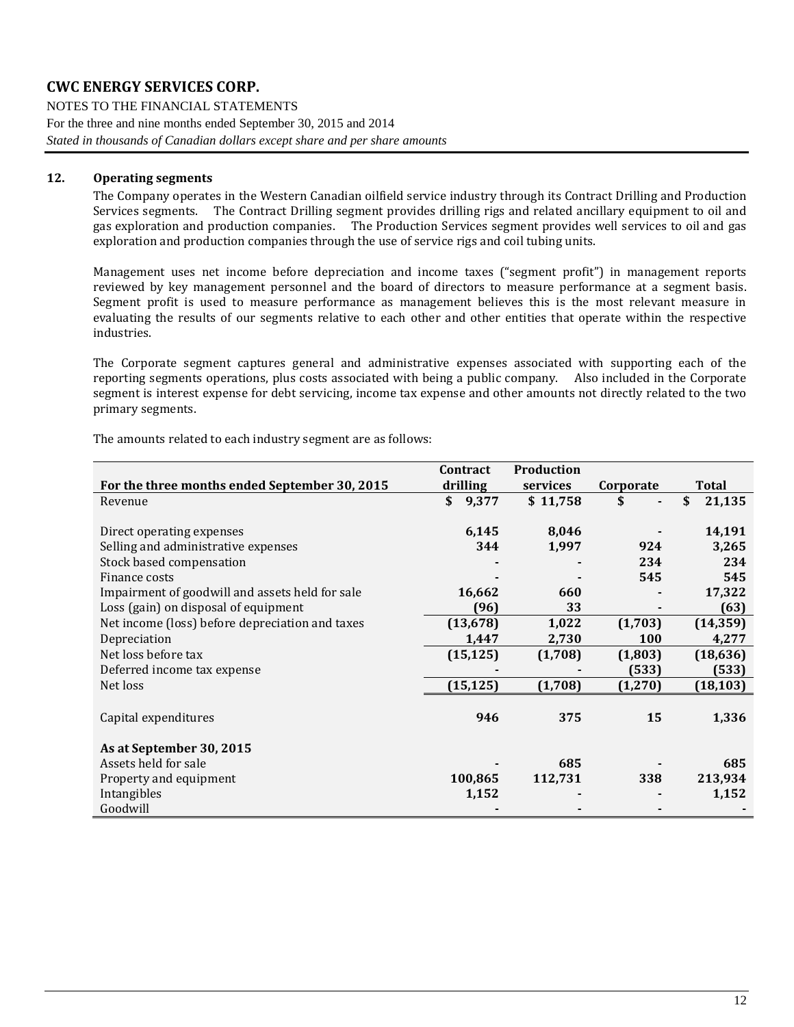# CWC ENERGY SERVICES CORP.

NOTES TO THE FINANCIAL STATEMENTS
For the three and nine months ended September 30, 2015 and 2014
*Stated in thousands of Canadian dollars except share and per share amounts*

## 12. Operating segments

The Company operates in the Western Canadian oilfield service industry through its Contract Drilling and Production Services segments. The Contract Drilling segment provides drilling rigs and related ancillary equipment to oil and gas exploration and production companies. The Production Services segment provides well services to oil and gas exploration and production companies through the use of service rigs and coil tubing units.

Management uses net income before depreciation and income taxes ("segment profit") in management reports reviewed by key management personnel and the board of directors to measure performance at a segment basis. Segment profit is used to measure performance as management believes this is the most relevant measure in evaluating the results of our segments relative to each other and other entities that operate within the respective industries.

The Corporate segment captures general and administrative expenses associated with supporting each of the reporting segments operations, plus costs associated with being a public company. Also included in the Corporate segment is interest expense for debt servicing, income tax expense and other amounts not directly related to the two primary segments.

The amounts related to each industry segment are as follows:

| For the three months ended September 30, 2015 | Contract drilling | Production services | Corporate | Total |
|---|---|---|---|---|
| Revenue | $ 9,377 | $ 11,758 | $ - | $ 21,135 |
| Direct operating expenses | 6,145 | 8,046 | - | 14,191 |
| Selling and administrative expenses | 344 | 1,997 | 924 | 3,265 |
| Stock based compensation | - | - | 234 | 234 |
| Finance costs | - | - | 545 | 545 |
| Impairment of goodwill and assets held for sale | 16,662 | 660 | - | 17,322 |
| Loss (gain) on disposal of equipment | (96) | 33 | - | (63) |
| Net income (loss) before depreciation and taxes | (13,678) | 1,022 | (1,703) | (14,359) |
| Depreciation | 1,447 | 2,730 | 100 | 4,277 |
| Net loss before tax | (15,125) | (1,708) | (1,803) | (18,636) |
| Deferred income tax expense | - | - | (533) | (533) |
| Net loss | (15,125) | (1,708) | (1,270) | (18,103) |
| Capital expenditures | 946 | 375 | 15 | 1,336 |
| **As at September 30, 2015** | | | | |
| Assets held for sale | - | 685 | - | 685 |
| Property and equipment | 100,865 | 112,731 | 338 | 213,934 |
| Intangibles | 1,152 | - | - | 1,152 |
| Goodwill | - | - | - | - |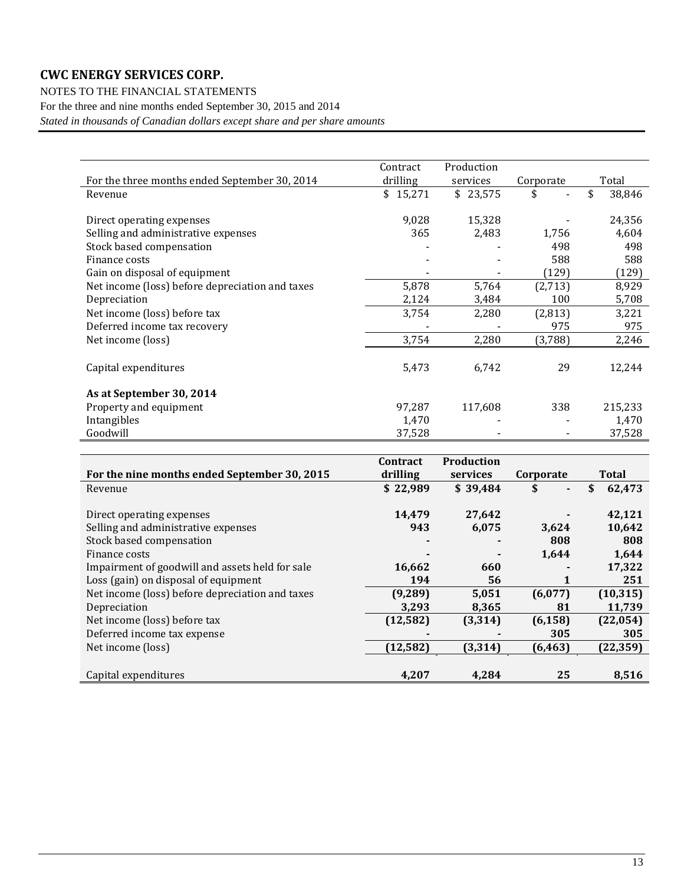# CWC ENERGY SERVICES CORP.

NOTES TO THE FINANCIAL STATEMENTS

For the three and nine months ended September 30, 2015 and 2014

*Stated in thousands of Canadian dollars except share and per share amounts*

| For the three months ended September 30, 2014 | Contract drilling | Production services | Corporate | Total |
|---|---|---|---|---|
| Revenue | $ 15,271 | $ 23,575 | $ - | $ 38,846 |
| | | | | |
| Direct operating expenses | 9,028 | 15,328 | - | 24,356 |
| Selling and administrative expenses | 365 | 2,483 | 1,756 | 4,604 |
| Stock based compensation | - | - | 498 | 498 |
| Finance costs | - | - | 588 | 588 |
| Gain on disposal of equipment | - | - | (129) | (129) |
| Net income (loss) before depreciation and taxes | 5,878 | 5,764 | (2,713) | 8,929 |
| Depreciation | 2,124 | 3,484 | 100 | 5,708 |
| Net income (loss) before tax | 3,754 | 2,280 | (2,813) | 3,221 |
| Deferred income tax recovery | - | - | 975 | 975 |
| Net income (loss) | 3,754 | 2,280 | (3,788) | 2,246 |
| | | | | |
| Capital expenditures | 5,473 | 6,742 | 29 | 12,244 |
| | | | | |
| **As at September 30, 2014** | | | | |
| Property and equipment | 97,287 | 117,608 | 338 | 215,233 |
| Intangibles | 1,470 | - | - | 1,470 |
| Goodwill | 37,528 | - | - | 37,528 |

| **For the nine months ended September 30, 2015** | **Contract drilling** | **Production services** | **Corporate** | **Total** |
|---|---|---|---|---|
| Revenue | **$ 22,989** | **$ 39,484** | **$ -** | **$ 62,473** |
| | | | | |
| Direct operating expenses | **14,479** | **27,642** | **-** | **42,121** |
| Selling and administrative expenses | **943** | **6,075** | **3,624** | **10,642** |
| Stock based compensation | **-** | **-** | **808** | **808** |
| Finance costs | **-** | **-** | **1,644** | **1,644** |
| Impairment of goodwill and assets held for sale | **16,662** | **660** | **-** | **17,322** |
| Loss (gain) on disposal of equipment | **194** | **56** | **1** | **251** |
| Net income (loss) before depreciation and taxes | **(9,289)** | **5,051** | **(6,077)** | **(10,315)** |
| Depreciation | **3,293** | **8,365** | **81** | **11,739** |
| Net income (loss) before tax | **(12,582)** | **(3,314)** | **(6,158)** | **(22,054)** |
| Deferred income tax expense | **-** | **-** | **305** | **305** |
| Net income (loss) | **(12,582)** | **(3,314)** | **(6,463)** | **(22,359)** |
| | | | | |
| Capital expenditures | **4,207** | **4,284** | **25** | **8,516** |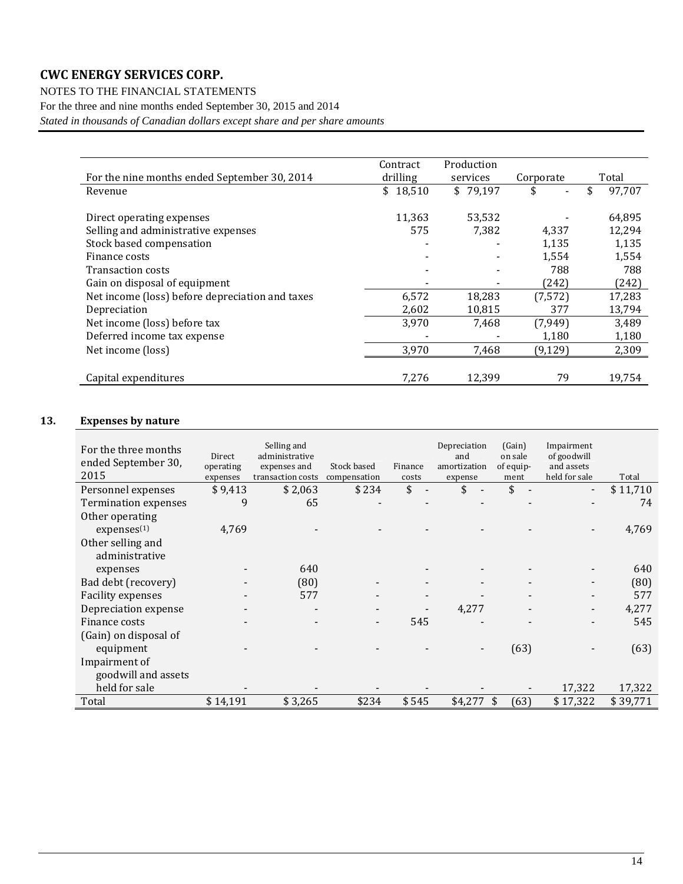# CWC ENERGY SERVICES CORP.

NOTES TO THE FINANCIAL STATEMENTS

For the three and nine months ended September 30, 2015 and 2014

*Stated in thousands of Canadian dollars except share and per share amounts*

| For the nine months ended September 30, 2014 | Contract drilling | Production services | Corporate | Total |
|---|---|---|---|---|
| Revenue | $ 18,510 | $ 79,197 | $ - | $ 97,707 |
| Direct operating expenses | 11,363 | 53,532 | - | 64,895 |
| Selling and administrative expenses | 575 | 7,382 | 4,337 | 12,294 |
| Stock based compensation | - | - | 1,135 | 1,135 |
| Finance costs | - | - | 1,554 | 1,554 |
| Transaction costs | - | - | 788 | 788 |
| Gain on disposal of equipment | - | - | (242) | (242) |
| Net income (loss) before depreciation and taxes | 6,572 | 18,283 | (7,572) | 17,283 |
| Depreciation | 2,602 | 10,815 | 377 | 13,794 |
| Net income (loss) before tax | 3,970 | 7,468 | (7,949) | 3,489 |
| Deferred income tax expense | - | - | 1,180 | 1,180 |
| Net income (loss) | 3,970 | 7,468 | (9,129) | 2,309 |
| Capital expenditures | 7,276 | 12,399 | 79 | 19,754 |

## 13. Expenses by nature

| For the three months ended September 30, 2015 | Direct operating expenses | Selling and administrative expenses and transaction costs | Stock based compensation | Finance costs | Depreciation and amortization expense | (Gain) on sale of equip-ment | Impairment of goodwill and assets held for sale | Total |
|---|---|---|---|---|---|---|---|---|
| Personnel expenses | $ 9,413 | $ 2,063 | $ 234 | $ - | $ - | $ - | - | $ 11,710 |
| Termination expenses | 9 | 65 | - | - | - | - | - | 74 |
| Other operating expenses(1) | 4,769 | - | - | - | - | - | - | 4,769 |
| Other selling and administrative expenses | - | 640 | | - | - | - | - | 640 |
| Bad debt (recovery) | - | (80) | - | - | - | - | - | (80) |
| Facility expenses | - | 577 | - | - | - | - | - | 577 |
| Depreciation expense | - | - | - | - | 4,277 | - | - | 4,277 |
| Finance costs | - | - | - | 545 | - | - | - | 545 |
| (Gain) on disposal of equipment | - | - | - | - | - | (63) | - | (63) |
| Impairment of goodwill and assets held for sale | - | - | - | - | - | - | 17,322 | 17,322 |
| Total | $ 14,191 | $ 3,265 | $234 | $ 545 | $4,277 | $ (63) | $ 17,322 | $ 39,771 |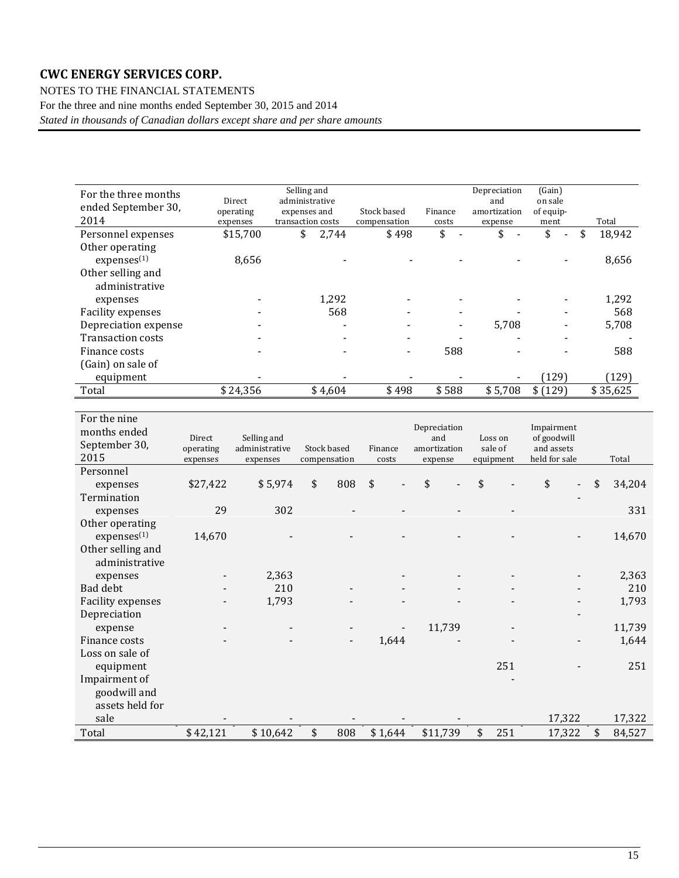**CWC ENERGY SERVICES CORP.**

NOTES TO THE FINANCIAL STATEMENTS

For the three and nine months ended September 30, 2015 and 2014

*Stated in thousands of Canadian dollars except share and per share amounts*

| For the three months ended September 30, 2014 | Direct operating expenses | Selling and administrative expenses and transaction costs | Stock based compensation | Finance costs | Depreciation and amortization expense | (Gain) on sale of equipment | Total |
|---|---|---|---|---|---|---|---|
| Personnel expenses | $15,700 | $ 2,744 | $ 498 | $ - | $ - | $ - | $ 18,942 |
| Other operating expenses(1) | 8,656 | - | - | - | - | - | 8,656 |
| Other selling and administrative expenses | - | 1,292 | - | - | - | - | 1,292 |
| Facility expenses | - | 568 | - | - | - | - | 568 |
| Depreciation expense | - | - | - | - | 5,708 | - | 5,708 |
| Transaction costs | - | - | - | - | - | - | - |
| Finance costs | - | - | - | 588 | - | - | 588 |
| (Gain) on sale of equipment | - | - | - | - | - | (129) | (129) |
| Total | $ 24,356 | $ 4,604 | $ 498 | $ 588 | $ 5,708 | $ (129) | $ 35,625 |

| For the nine months ended September 30, 2015 | Direct operating expenses | Selling and administrative expenses | Stock based compensation | Finance costs | Depreciation and amortization expense | Loss on sale of equipment | Impairment of goodwill and assets held for sale | Total |
|---|---|---|---|---|---|---|---|---|
| Personnel expenses | $27,422 | $ 5,974 | $ 808 | $ - | $ - | $ - | $ - | $ 34,204 |
| Termination expenses | 29 | 302 | - | - | - | - | - | 331 |
| Other operating expenses(1) | 14,670 | - | - | - | - | - | - | 14,670 |
| Other selling and administrative expenses | - | 2,363 | | - | - | - | - | 2,363 |
| Bad debt | - | 210 | - | - | - | - | - | 210 |
| Facility expenses | - | 1,793 | - | - | - | - | - | 1,793 |
| Depreciation expense | - | - | - | - | 11,739 | - | - | 11,739 |
| Finance costs | - | - | - | 1,644 | - | - | - | 1,644 |
| Loss on sale of equipment | | | | | | 251 | - | 251 |
| Impairment of goodwill and assets held for sale | - | - | - | - | - | - | 17,322 | 17,322 |
| Total | $ 42,121 | $ 10,642 | $ 808 | $ 1,644 | $11,739 | $ 251 | 17,322 | $ 84,527 |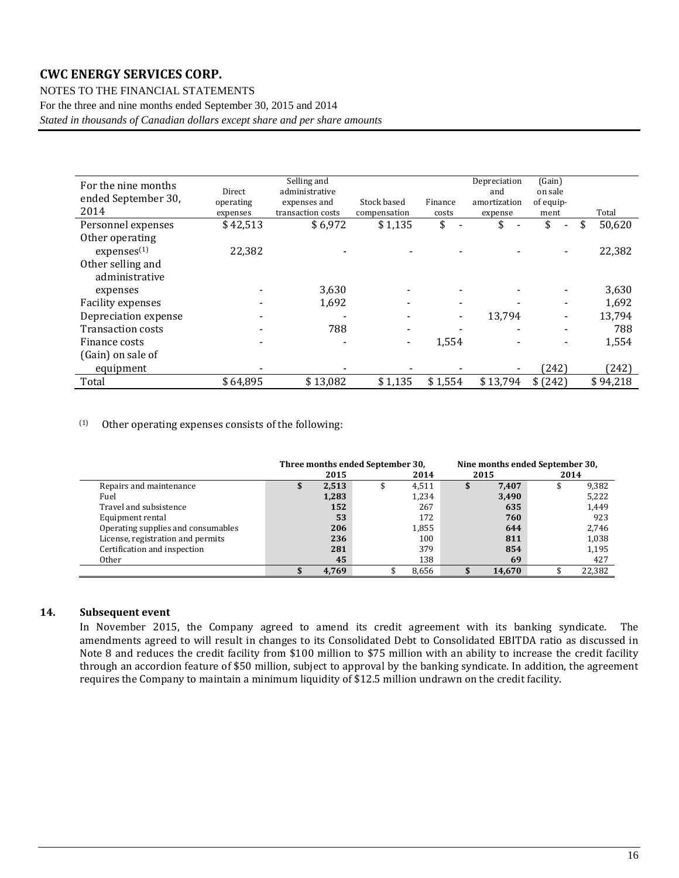# CWC ENERGY SERVICES CORP.

NOTES TO THE FINANCIAL STATEMENTS

For the three and nine months ended September 30, 2015 and 2014

*Stated in thousands of Canadian dollars except share and per share amounts*

| For the nine months ended September 30, 2014 | Direct operating expenses | Selling and administrative expenses and transaction costs | Stock based compensation | Finance costs | Depreciation and amortization expense | (Gain) on sale of equipment | Total |
|---|---|---|---|---|---|---|---|
| Personnel expenses | $ 42,513 | $ 6,972 | $ 1,135 | $ - | $ - | $ - | $ 50,620 |
| Other operating expenses[(1)] | 22,382 | - | - | - | - | - | 22,382 |
| Other selling and administrative expenses | - | 3,630 | - | - | - | - | 3,630 |
| Facility expenses | - | 1,692 | - | - | - | - | 1,692 |
| Depreciation expense | - | - | - | - | 13,794 | - | 13,794 |
| Transaction costs | - | 788 | - | - | - | - | 788 |
| Finance costs | - | - | - | 1,554 | - | - | 1,554 |
| (Gain) on sale of equipment | - | - | - | - | - | (242) | (242) |
| Total | $ 64,895 | $ 13,082 | $ 1,135 | $ 1,554 | $ 13,794 | $ (242) | $ 94,218 |

(1) Other operating expenses consists of the following:

| | Three months ended September 30, | | Nine months ended September 30, | |
|---|---|---|---|---|
| | **2015** | 2014 | **2015** | 2014 |
| Repairs and maintenance | **$ 2,513** | $ 4,511 | **$ 7,407** | $ 9,382 |
| Fuel | **1,283** | 1,234 | **3,490** | 5,222 |
| Travel and subsistence | **152** | 267 | **635** | 1,449 |
| Equipment rental | **53** | 172 | **760** | 923 |
| Operating supplies and consumables | **206** | 1,855 | **644** | 2,746 |
| License, registration and permits | **236** | 100 | **811** | 1,038 |
| Certification and inspection | **281** | 379 | **854** | 1,195 |
| Other | **45** | 138 | **69** | 427 |
| | **$ 4,769** | $ 8,656 | **$ 14,670** | $ 22,382 |

## 14. Subsequent event

In November 2015, the Company agreed to amend its credit agreement with its banking syndicate. The amendments agreed to will result in changes to its Consolidated Debt to Consolidated EBITDA ratio as discussed in Note 8 and reduces the credit facility from $100 million to $75 million with an ability to increase the credit facility through an accordion feature of $50 million, subject to approval by the banking syndicate. In addition, the agreement requires the Company to maintain a minimum liquidity of $12.5 million undrawn on the credit facility.